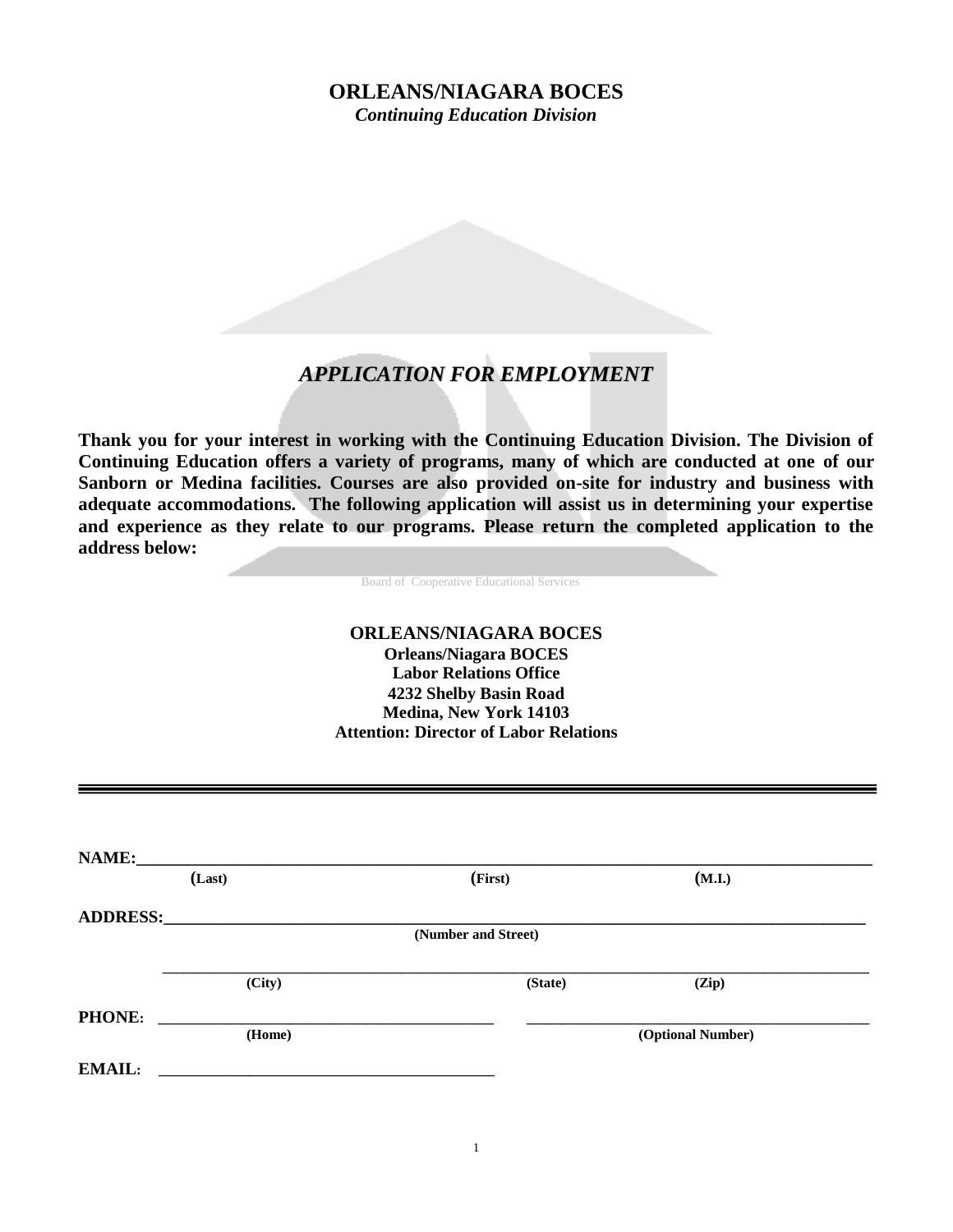# ORLEANS/NIAGARA BOCES

***Continuing Education Division***

## *APPLICATION FOR EMPLOYMENT*

**Thank you for your interest in working with the Continuing Education Division. The Division of Continuing Education offers a variety of programs, many of which are conducted at one of our Sanborn or Medina facilities. Courses are also provided on-site for industry and business with adequate accommodations. The following application will assist us in determining your expertise and experience as they relate to our programs. Please return the completed application to the address below:**

Board of Cooperative Educational Services

**ORLEANS/NIAGARA BOCES**
**Orleans/Niagara BOCES**
**Labor Relations Office**
**4232 Shelby Basin Road**
**Medina, New York 14103**
**Attention: Director of Labor Relations**

---

**NAME:**________________________________________________________________
(**Last**) (**First**) (**M.I.**)

**ADDRESS:**______________________________________________________________
**(Number and Street)**

__________________________________________________________________________
**(City)** **(State)** **(Zip)**

**PHONE:** ______________________________ ______________________________
**(Home)** **(Optional Number)**

**EMAIL:** ______________________________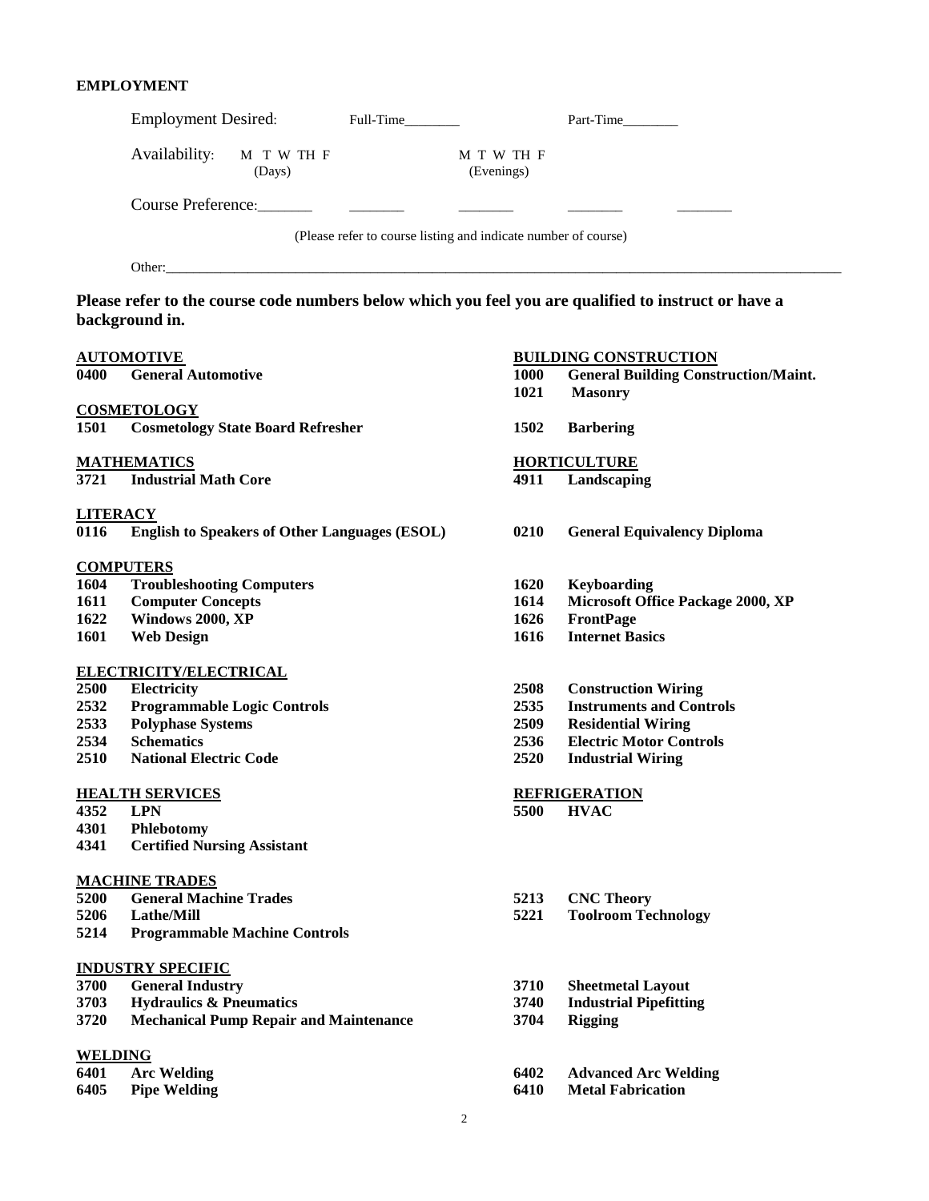## EMPLOYMENT

Employment Desired: Full-Time________ Part-Time________

Availability: M T W TH F (Days) M T W TH F (Evenings)

Course Preference:_______ _______ _______ _______ _______

(Please refer to course listing and indicate number of course)

Other:_______________________________________________________________________________

**Please refer to the course code numbers below which you feel you are qualified to instruct or have a background in.**

**AUTOMOTIVE**

**0400 General Automotive**

**BUILDING CONSTRUCTION**

**1000 General Building Construction/Maint.**
**1021 Masonry**

**COSMETOLOGY**

**1501 Cosmetology State Board Refresher**
**1502 Barbering**

**MATHEMATICS**

**3721 Industrial Math Core**

**HORTICULTURE**

**4911 Landscaping**

**LITERACY**

**0116 English to Speakers of Other Languages (ESOL)**
**0210 General Equivalency Diploma**

**COMPUTERS**

**1604 Troubleshooting Computers**
**1611 Computer Concepts**
**1622 Windows 2000, XP**
**1601 Web Design**
**1620 Keyboarding**
**1614 Microsoft Office Package 2000, XP**
**1626 FrontPage**
**1616 Internet Basics**

**ELECTRICITY/ELECTRICAL**

**2500 Electricity**
**2532 Programmable Logic Controls**
**2533 Polyphase Systems**
**2534 Schematics**
**2510 National Electric Code**
**2508 Construction Wiring**
**2535 Instruments and Controls**
**2509 Residential Wiring**
**2536 Electric Motor Controls**
**2520 Industrial Wiring**

**HEALTH SERVICES**

**4352 LPN**
**4301 Phlebotomy**
**4341 Certified Nursing Assistant**

**REFRIGERATION**

**5500 HVAC**

**MACHINE TRADES**

**5200 General Machine Trades**
**5206 Lathe/Mill**
**5214 Programmable Machine Controls**
**5213 CNC Theory**
**5221 Toolroom Technology**

**INDUSTRY SPECIFIC**

**3700 General Industry**
**3703 Hydraulics & Pneumatics**
**3720 Mechanical Pump Repair and Maintenance**
**3710 Sheetmetal Layout**
**3740 Industrial Pipefitting**
**3704 Rigging**

**WELDING**

**6401 Arc Welding**
**6405 Pipe Welding**
**6402 Advanced Arc Welding**
**6410 Metal Fabrication**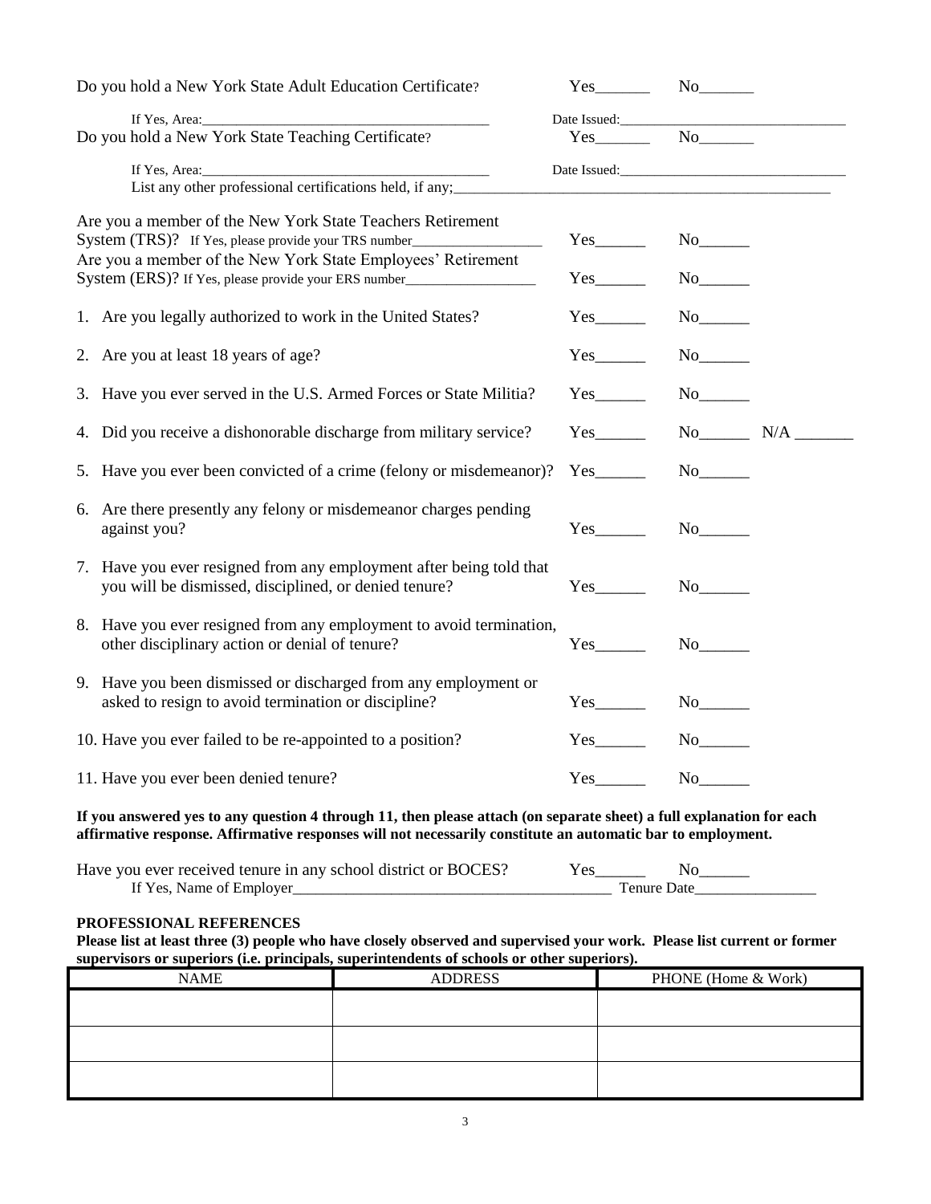Do you hold a New York State Adult Education Certificate? Yes_______ No_______

If Yes, Area:_________________________________________ Date Issued:_________________________________

Do you hold a New York State Teaching Certificate? Yes_______ No_______

If Yes, Area:_________________________________________ Date Issued:_________________________________

List any other professional certifications held, if any;_____________________________________________________

Are you a member of the New York State Teachers Retirement System (TRS)? If Yes, please provide your TRS number__________________ Yes______ No______

Are you a member of the New York State Employees' Retirement System (ERS)? If Yes, please provide your ERS number__________________ Yes______ No______

1. Are you legally authorized to work in the United States? Yes______ No______
2. Are you at least 18 years of age? Yes______ No______
3. Have you ever served in the U.S. Armed Forces or State Militia? Yes______ No______
4. Did you receive a dishonorable discharge from military service? Yes______ No______ N/A _______
5. Have you ever been convicted of a crime (felony or misdemeanor)? Yes______ No______
6. Are there presently any felony or misdemeanor charges pending against you? Yes______ No______
7. Have you ever resigned from any employment after being told that you will be dismissed, disciplined, or denied tenure? Yes______ No______
8. Have you ever resigned from any employment to avoid termination, other disciplinary action or denial of tenure? Yes______ No______
9. Have you been dismissed or discharged from any employment or asked to resign to avoid termination or discipline? Yes______ No______
10. Have you ever failed to be re-appointed to a position? Yes______ No______
11. Have you ever been denied tenure? Yes______ No______

**If you answered yes to any question 4 through 11, then please attach (on separate sheet) a full explanation for each affirmative response. Affirmative responses will not necessarily constitute an automatic bar to employment.**

Have you ever received tenure in any school district or BOCES? Yes______ No______

If Yes, Name of Employer__________________________________________ Tenure Date________________

**PROFESSIONAL REFERENCES**

**Please list at least three (3) people who have closely observed and supervised your work. Please list current or former supervisors or superiors (i.e. principals, superintendents of schools or other superiors).**

| NAME | ADDRESS | PHONE (Home & Work) |
|---|---|---|
| | | |
| | | |
| | | |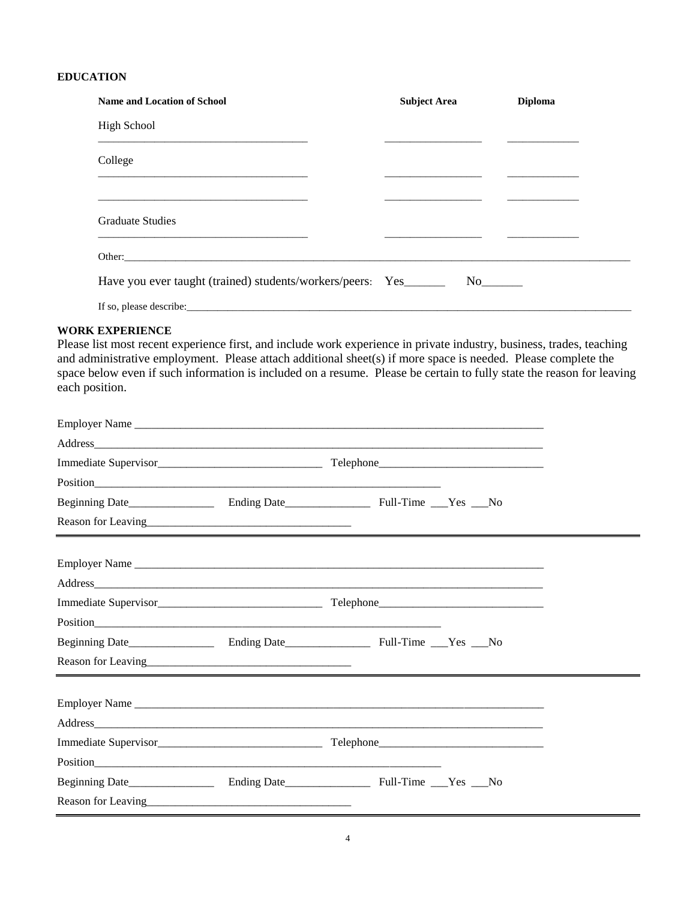**EDUCATION**

| Name and Location of School | Subject Area | Diploma |
|---|---|---|
| High School | | |
| ______________________________________ | _________________ | _____________ |
| College | | |
| ______________________________________ | _________________ | _____________ |
| ______________________________________ | _________________ | _____________ |
| Graduate Studies | | |
| ______________________________________ | _________________ | _____________ |

Other:_____________________________________________________________________________________________

Have you ever taught (trained) students/workers/peers: Yes_______ No_______

If so, please describe:_______________________________________________________________________________

**WORK EXPERIENCE**

Please list most recent experience first, and include work experience in private industry, business, trades, teaching and administrative employment. Please attach additional sheet(s) if more space is needed. Please complete the space below even if such information is included on a resume. Please be certain to fully state the reason for leaving each position.

Employer Name ___________________________________________________________________________

Address_________________________________________________________________________________

Immediate Supervisor_____________________________ Telephone_____________________________

Position_________________________________________________________________

Beginning Date_______________ Ending Date_______________ Full-Time ___Yes ___No

Reason for Leaving____________________________________

---

Employer Name ___________________________________________________________________________

Address_________________________________________________________________________________

Immediate Supervisor_____________________________ Telephone_____________________________

Position_________________________________________________________________

Beginning Date_______________ Ending Date_______________ Full-Time ___Yes ___No

Reason for Leaving____________________________________

---

Employer Name ___________________________________________________________________________

Address_________________________________________________________________________________

Immediate Supervisor_____________________________ Telephone_____________________________

Position_________________________________________________________________

Beginning Date_______________ Ending Date_______________ Full-Time ___Yes ___No

Reason for Leaving____________________________________

---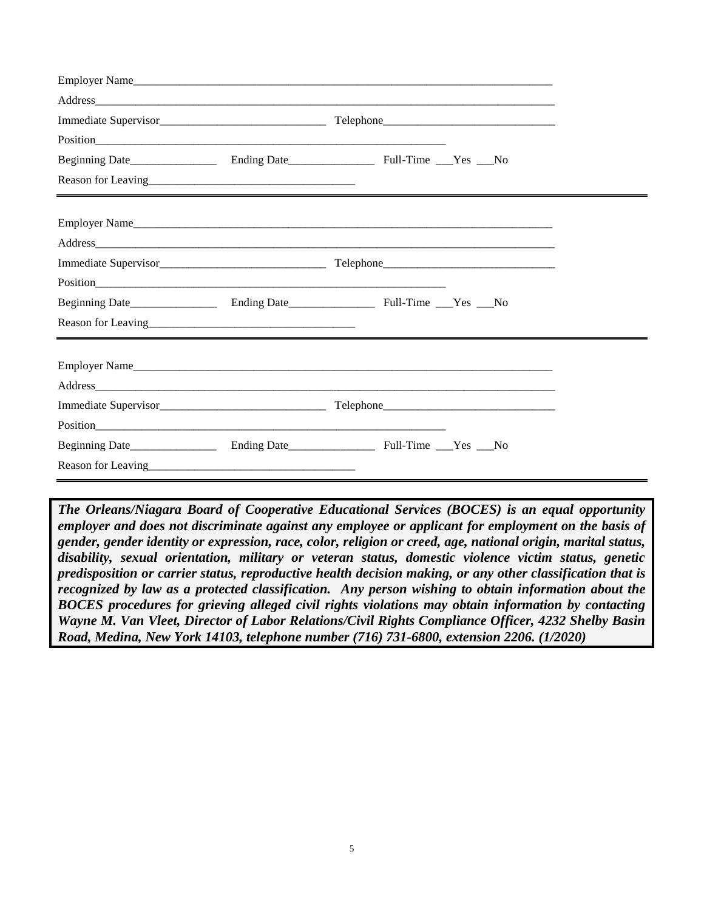Employer Name_______________________________________________________________________

Address____________________________________________________________________________

Immediate Supervisor____________________________ Telephone____________________________

Position___________________________________________________________

Beginning Date_______________ Ending Date_______________ Full-Time ___Yes ___No

Reason for Leaving__________________________________

---

Employer Name_______________________________________________________________________

Address____________________________________________________________________________

Immediate Supervisor____________________________ Telephone____________________________

Position___________________________________________________________

Beginning Date_______________ Ending Date_______________ Full-Time ___Yes ___No

Reason for Leaving__________________________________

---

Employer Name_______________________________________________________________________

Address____________________________________________________________________________

Immediate Supervisor____________________________ Telephone____________________________

Position___________________________________________________________

Beginning Date_______________ Ending Date_______________ Full-Time ___Yes ___No

Reason for Leaving__________________________________

---

***The Orleans/Niagara Board of Cooperative Educational Services (BOCES) is an equal opportunity employer and does not discriminate against any employee or applicant for employment on the basis of gender, gender identity or expression, race, color, religion or creed, age, national origin, marital status, disability, sexual orientation, military or veteran status, domestic violence victim status, genetic predisposition or carrier status, reproductive health decision making, or any other classification that is recognized by law as a protected classification. Any person wishing to obtain information about the BOCES procedures for grieving alleged civil rights violations may obtain information by contacting Wayne M. Van Vleet, Director of Labor Relations/Civil Rights Compliance Officer, 4232 Shelby Basin Road, Medina, New York 14103, telephone number (716) 731-6800, extension 2206. (1/2020)***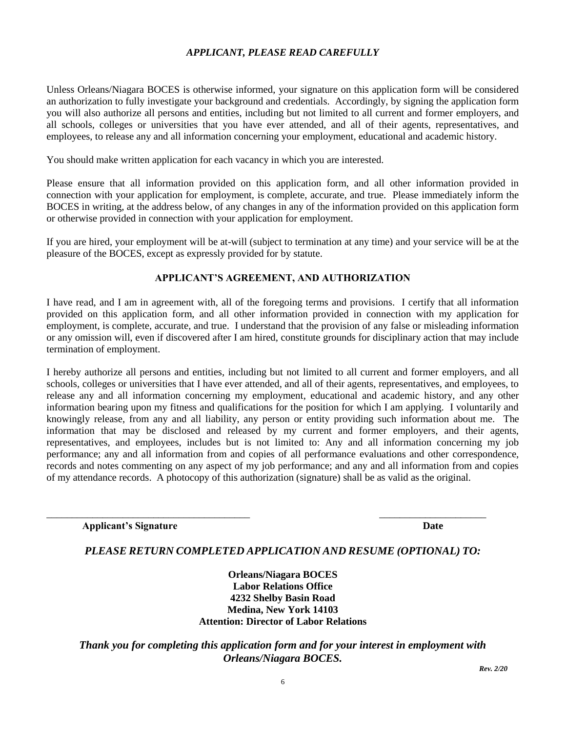### *APPLICANT, PLEASE READ CAREFULLY*

Unless Orleans/Niagara BOCES is otherwise informed, your signature on this application form will be considered an authorization to fully investigate your background and credentials. Accordingly, by signing the application form you will also authorize all persons and entities, including but not limited to all current and former employers, and all schools, colleges or universities that you have ever attended, and all of their agents, representatives, and employees, to release any and all information concerning your employment, educational and academic history.

You should make written application for each vacancy in which you are interested.

Please ensure that all information provided on this application form, and all other information provided in connection with your application for employment, is complete, accurate, and true. Please immediately inform the BOCES in writing, at the address below, of any changes in any of the information provided on this application form or otherwise provided in connection with your application for employment.

If you are hired, your employment will be at-will (subject to termination at any time) and your service will be at the pleasure of the BOCES, except as expressly provided for by statute.

### APPLICANT'S AGREEMENT, AND AUTHORIZATION

I have read, and I am in agreement with, all of the foregoing terms and provisions. I certify that all information provided on this application form, and all other information provided in connection with my application for employment, is complete, accurate, and true. I understand that the provision of any false or misleading information or any omission will, even if discovered after I am hired, constitute grounds for disciplinary action that may include termination of employment.

I hereby authorize all persons and entities, including but not limited to all current and former employers, and all schools, colleges or universities that I have ever attended, and all of their agents, representatives, and employees, to release any and all information concerning my employment, educational and academic history, and any other information bearing upon my fitness and qualifications for the position for which I am applying. I voluntarily and knowingly release, from any and all liability, any person or entity providing such information about me. The information that may be disclosed and released by my current and former employers, and their agents, representatives, and employees, includes but is not limited to: Any and all information concerning my job performance; any and all information from and copies of all performance evaluations and other correspondence, records and notes commenting on any aspect of my job performance; and any and all information from and copies of my attendance records. A photocopy of this authorization (signature) shall be as valid as the original.

\_\_\_\_\_\_\_\_\_\_\_\_\_\_\_\_\_\_\_\_\_\_\_\_\_\_\_\_\_\_\_\_\_\_\_\_\_\_\_\_ \_\_\_\_\_\_\_\_\_\_\_\_\_\_\_\_\_\_\_\_\_\_

**Applicant's Signature** **Date**

### *PLEASE RETURN COMPLETED APPLICATION AND RESUME (OPTIONAL) TO:*

**Orleans/Niagara BOCES**
**Labor Relations Office**
**4232 Shelby Basin Road**
**Medina, New York 14103**
**Attention: Director of Labor Relations**

***Thank you for completing this application form and for your interest in employment with Orleans/Niagara BOCES.***

***Rev. 2/20***